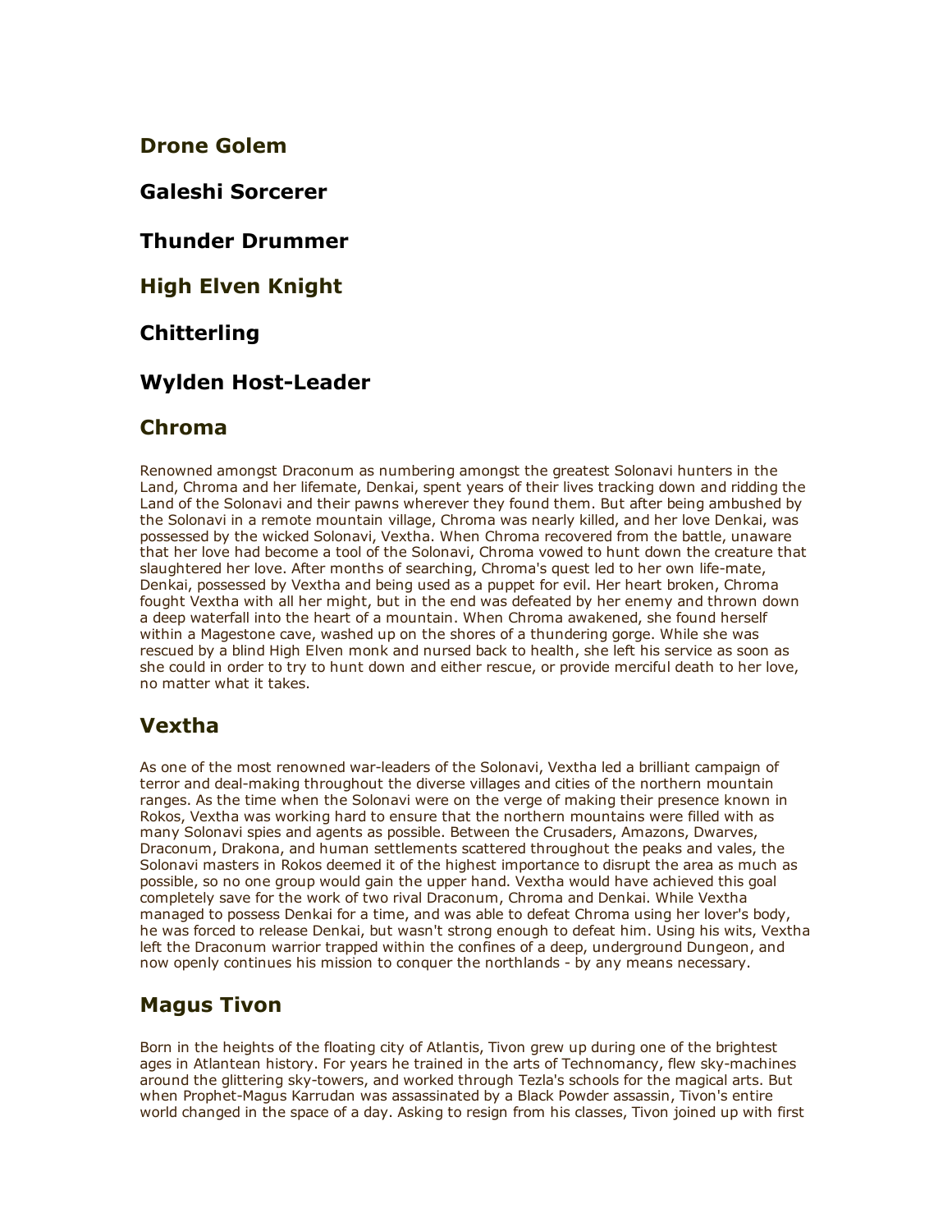## Drone Golem

## Galeshi Sorcerer

## Thunder Drummer

## High Elven Knight

## Chitterling

## Wylden Host-Leader

## Chroma

Renowned amongst Draconum as numbering amongst the greatest Solonavi hunters in the Land, Chroma and her lifemate, Denkai, spent years of their lives tracking down and ridding the Land of the Solonavi and their pawns wherever they found them. But after being ambushed by the Solonavi in a remote mountain village, Chroma was nearly killed, and her love Denkai, was possessed by the wicked Solonavi, Vextha. When Chroma recovered from the battle, unaware that her love had become a tool of the Solonavi, Chroma vowed to hunt down the creature that slaughtered her love. After months of searching, Chroma's quest led to her own life-mate, Denkai, possessed by Vextha and being used as a puppet for evil. Her heart broken, Chroma fought Vextha with all her might, but in the end was defeated by her enemy and thrown down a deep waterfall into the heart of a mountain. When Chroma awakened, she found herself within a Magestone cave, washed up on the shores of a thundering gorge. While she was rescued by a blind High Elven monk and nursed back to health, she left his service as soon as she could in order to try to hunt down and either rescue, or provide merciful death to her love, no matter what it takes.

## Vextha

As one of the most renowned war-leaders of the Solonavi, Vextha led a brilliant campaign of terror and deal-making throughout the diverse villages and cities of the northern mountain ranges. As the time when the Solonavi were on the verge of making their presence known in Rokos, Vextha was working hard to ensure that the northern mountains were filled with as many Solonavi spies and agents as possible. Between the Crusaders, Amazons, Dwarves, Draconum, Drakona, and human settlements scattered throughout the peaks and vales, the Solonavi masters in Rokos deemed it of the highest importance to disrupt the area as much as possible, so no one group would gain the upper hand. Vextha would have achieved this goal completely save for the work of two rival Draconum, Chroma and Denkai. While Vextha managed to possess Denkai for a time, and was able to defeat Chroma using her lover's body, he was forced to release Denkai, but wasn't strong enough to defeat him. Using his wits, Vextha left the Draconum warrior trapped within the confines of a deep, underground Dungeon, and now openly continues his mission to conquer the northlands - by any means necessary.

## Magus Tivon

Born in the heights of the floating city of Atlantis, Tivon grew up during one of the brightest ages in Atlantean history. For years he trained in the arts of Technomancy, flew sky-machines around the glittering sky-towers, and worked through Tezla's schools for the magical arts. But when Prophet-Magus Karrudan was assassinated by a Black Powder assassin, Tivon's entire world changed in the space of a day. Asking to resign from his classes, Tivon joined up with first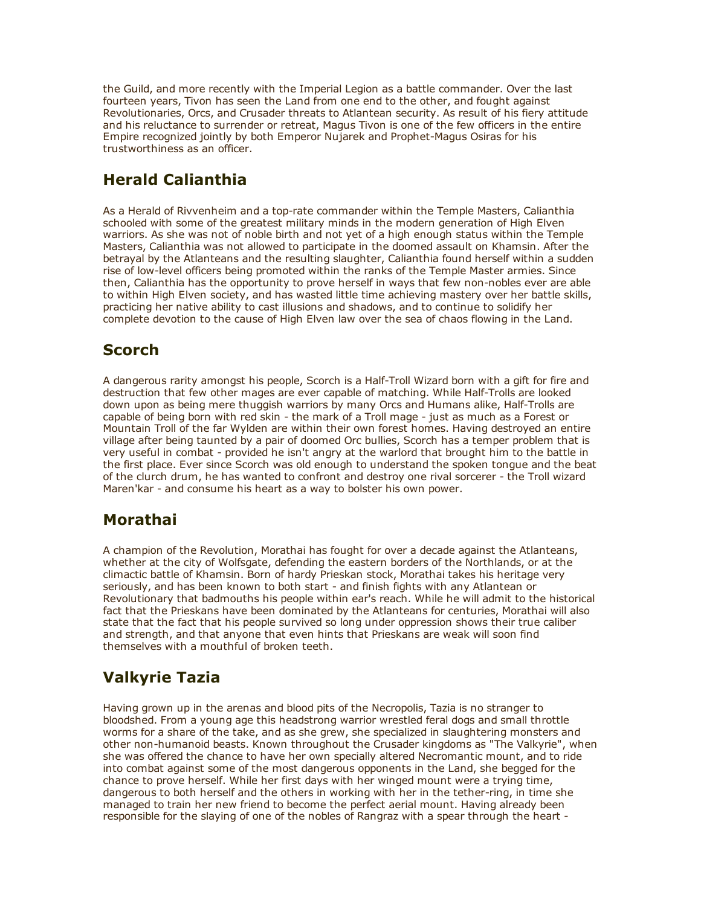the Guild, and more recently with the Imperial Legion as a battle commander. Over the last fourteen years, Tivon has seen the Land from one end to the other, and fought against Revolutionaries, Orcs, and Crusader threats to Atlantean security. As result of his fiery attitude and his reluctance to surrender or retreat, Magus Tivon is one of the few officers in the entire Empire recognized jointly by both Emperor Nujarek and Prophet-Magus Osiras for his trustworthiness as an officer.

## Herald Calianthia

As a Herald of Rivvenheim and a top-rate commander within the Temple Masters, Calianthia schooled with some of the greatest military minds in the modern generation of High Elven warriors. As she was not of noble birth and not yet of a high enough status within the Temple Masters, Calianthia was not allowed to participate in the doomed assault on Khamsin. After the betrayal by the Atlanteans and the resulting slaughter, Calianthia found herself within a sudden rise of low-level officers being promoted within the ranks of the Temple Master armies. Since then, Calianthia has the opportunity to prove herself in ways that few non-nobles ever are able to within High Elven society, and has wasted little time achieving mastery over her battle skills, practicing her native ability to cast illusions and shadows, and to continue to solidify her complete devotion to the cause of High Elven law over the sea of chaos flowing in the Land.

## Scorch

A dangerous rarity amongst his people, Scorch is a Half-Troll Wizard born with a gift for fire and destruction that few other mages are ever capable of matching. While Half-Trolls are looked down upon as being mere thuggish warriors by many Orcs and Humans alike, Half-Trolls are capable of being born with red skin - the mark of a Troll mage - just as much as a Forest or Mountain Troll of the far Wylden are within their own forest homes. Having destroyed an entire village after being taunted by a pair of doomed Orc bullies, Scorch has a temper problem that is very useful in combat - provided he isn't angry at the warlord that brought him to the battle in the first place. Ever since Scorch was old enough to understand the spoken tongue and the beat of the clurch drum, he has wanted to confront and destroy one rival sorcerer - the Troll wizard Maren'kar - and consume his heart as a way to bolster his own power.

## Morathai

A champion of the Revolution, Morathai has fought for over a decade against the Atlanteans, whether at the city of Wolfsgate, defending the eastern borders of the Northlands, or at the climactic battle of Khamsin. Born of hardy Prieskan stock, Morathai takes his heritage very seriously, and has been known to both start - and finish fights with any Atlantean or Revolutionary that badmouths his people within ear's reach. While he will admit to the historical fact that the Prieskans have been dominated by the Atlanteans for centuries, Morathai will also state that the fact that his people survived so long under oppression shows their true caliber and strength, and that anyone that even hints that Prieskans are weak will soon find themselves with a mouthful of broken teeth.

## Valkyrie Tazia

Having grown up in the arenas and blood pits of the Necropolis, Tazia is no stranger to bloodshed. From a young age this headstrong warrior wrestled feral dogs and small throttle worms for a share of the take, and as she grew, she specialized in slaughtering monsters and other non-humanoid beasts. Known throughout the Crusader kingdoms as "The Valkyrie", when she was offered the chance to have her own specially altered Necromantic mount, and to ride into combat against some of the most dangerous opponents in the Land, she begged for the chance to prove herself. While her first days with her winged mount were a trying time, dangerous to both herself and the others in working with her in the tether-ring, in time she managed to train her new friend to become the perfect aerial mount. Having already been responsible for the slaying of one of the nobles of Rangraz with a spear through the heart -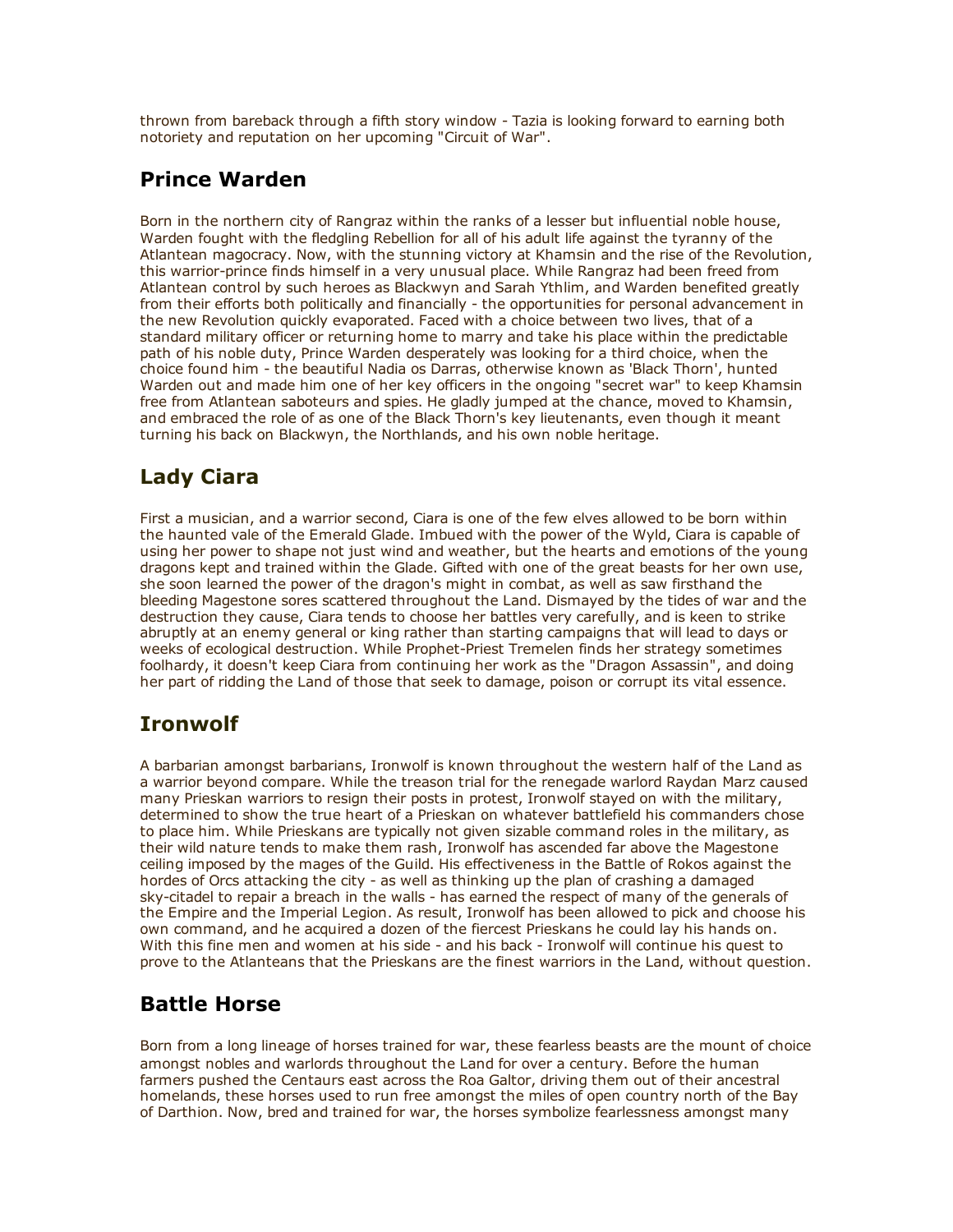thrown from bareback through a fifth story window - Tazia is looking forward to earning both notoriety and reputation on her upcoming "Circuit of War".

## Prince Warden

Born in the northern city of Rangraz within the ranks of a lesser but influential noble house, Warden fought with the fledgling Rebellion for all of his adult life against the tyranny of the Atlantean magocracy. Now, with the stunning victory at Khamsin and the rise of the Revolution, this warrior-prince finds himself in a very unusual place. While Rangraz had been freed from Atlantean control by such heroes as Blackwyn and Sarah Ythlim, and Warden benefited greatly from their efforts both politically and financially - the opportunities for personal advancement in the new Revolution quickly evaporated. Faced with a choice between two lives, that of a standard military officer or returning home to marry and take his place within the predictable path of his noble duty, Prince Warden desperately was looking for a third choice, when the choice found him - the beautiful Nadia os Darras, otherwise known as 'Black Thorn', hunted Warden out and made him one of her key officers in the ongoing "secret war" to keep Khamsin free from Atlantean saboteurs and spies. He gladly jumped at the chance, moved to Khamsin, and embraced the role of as one of the Black Thorn's key lieutenants, even though it meant turning his back on Blackwyn, the Northlands, and his own noble heritage.

## Lady Ciara

First a musician, and a warrior second, Ciara is one of the few elves allowed to be born within the haunted vale of the Emerald Glade. Imbued with the power of the Wyld, Ciara is capable of using her power to shape not just wind and weather, but the hearts and emotions of the young dragons kept and trained within the Glade. Gifted with one of the great beasts for her own use, she soon learned the power of the dragon's might in combat, as well as saw firsthand the bleeding Magestone sores scattered throughout the Land. Dismayed by the tides of war and the destruction they cause, Ciara tends to choose her battles very carefully, and is keen to strike abruptly at an enemy general or king rather than starting campaigns that will lead to days or weeks of ecological destruction. While Prophet-Priest Tremelen finds her strategy sometimes foolhardy, it doesn't keep Ciara from continuing her work as the "Dragon Assassin", and doing her part of ridding the Land of those that seek to damage, poison or corrupt its vital essence.

## Ironwolf

A barbarian amongst barbarians, Ironwolf is known throughout the western half of the Land as a warrior beyond compare. While the treason trial for the renegade warlord Raydan Marz caused many Prieskan warriors to resign their posts in protest, Ironwolf stayed on with the military, determined to show the true heart of a Prieskan on whatever battlefield his commanders chose to place him. While Prieskans are typically not given sizable command roles in the military, as their wild nature tends to make them rash, Ironwolf has ascended far above the Magestone ceiling imposed by the mages of the Guild. His effectiveness in the Battle of Rokos against the hordes of Orcs attacking the city - as well as thinking up the plan of crashing a damaged sky-citadel to repair a breach in the walls - has earned the respect of many of the generals of the Empire and the Imperial Legion. As result, Ironwolf has been allowed to pick and choose his own command, and he acquired a dozen of the fiercest Prieskans he could lay his hands on. With this fine men and women at his side - and his back - Ironwolf will continue his quest to prove to the Atlanteans that the Prieskans are the finest warriors in the Land, without question.

## Battle Horse

Born from a long lineage of horses trained for war, these fearless beasts are the mount of choice amongst nobles and warlords throughout the Land for over a century. Before the human farmers pushed the Centaurs east across the Roa Galtor, driving them out of their ancestral homelands, these horses used to run free amongst the miles of open country north of the Bay of Darthion. Now, bred and trained for war, the horses symbolize fearlessness amongst many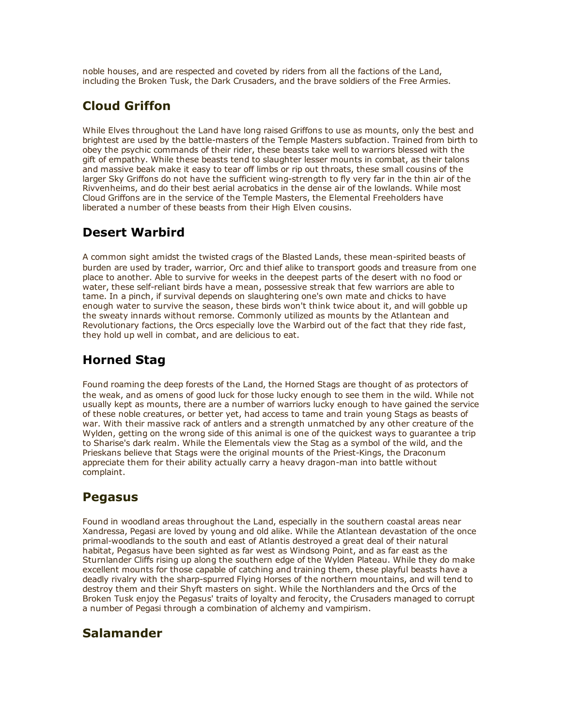noble houses, and are respected and coveted by riders from all the factions of the Land, including the Broken Tusk, the Dark Crusaders, and the brave soldiers of the Free Armies.

## Cloud Griffon

While Elves throughout the Land have long raised Griffons to use as mounts, only the best and brightest are used by the battle-masters of the Temple Masters subfaction. Trained from birth to obey the psychic commands of their rider, these beasts take well to warriors blessed with the gift of empathy. While these beasts tend to slaughter lesser mounts in combat, as their talons and massive beak make it easy to tear off limbs or rip out throats, these small cousins of the larger Sky Griffons do not have the sufficient wing-strength to fly very far in the thin air of the Rivvenheims, and do their best aerial acrobatics in the dense air of the lowlands. While most Cloud Griffons are in the service of the Temple Masters, the Elemental Freeholders have liberated a number of these beasts from their High Elven cousins.

## Desert Warbird

A common sight amidst the twisted crags of the Blasted Lands, these mean-spirited beasts of burden are used by trader, warrior, Orc and thief alike to transport goods and treasure from one place to another. Able to survive for weeks in the deepest parts of the desert with no food or water, these self-reliant birds have a mean, possessive streak that few warriors are able to tame. In a pinch, if survival depends on slaughtering one's own mate and chicks to have enough water to survive the season, these birds won't think twice about it, and will gobble up the sweaty innards without remorse. Commonly utilized as mounts by the Atlantean and Revolutionary factions, the Orcs especially love the Warbird out of the fact that they ride fast, they hold up well in combat, and are delicious to eat.

## Horned Stag

Found roaming the deep forests of the Land, the Horned Stags are thought of as protectors of the weak, and as omens of good luck for those lucky enough to see them in the wild. While not usually kept as mounts, there are a number of warriors lucky enough to have gained the service of these noble creatures, or better yet, had access to tame and train young Stags as beasts of war. With their massive rack of antlers and a strength unmatched by any other creature of the Wylden, getting on the wrong side of this animal is one of the quickest ways to guarantee a trip to Sharise's dark realm. While the Elementals view the Stag as a symbol of the wild, and the Prieskans believe that Stags were the original mounts of the Priest-Kings, the Draconum appreciate them for their ability actually carry a heavy dragon-man into battle without complaint.

## Pegasus

Found in woodland areas throughout the Land, especially in the southern coastal areas near Xandressa, Pegasi are loved by young and old alike. While the Atlantean devastation of the once primal-woodlands to the south and east of Atlantis destroyed a great deal of their natural habitat, Pegasus have been sighted as far west as Windsong Point, and as far east as the Sturnlander Cliffs rising up along the southern edge of the Wylden Plateau. While they do make excellent mounts for those capable of catching and training them, these playful beasts have a deadly rivalry with the sharp-spurred Flying Horses of the northern mountains, and will tend to destroy them and their Shyft masters on sight. While the Northlanders and the Orcs of the Broken Tusk enjoy the Pegasus' traits of loyalty and ferocity, the Crusaders managed to corrupt a number of Pegasi through a combination of alchemy and vampirism.

## Salamander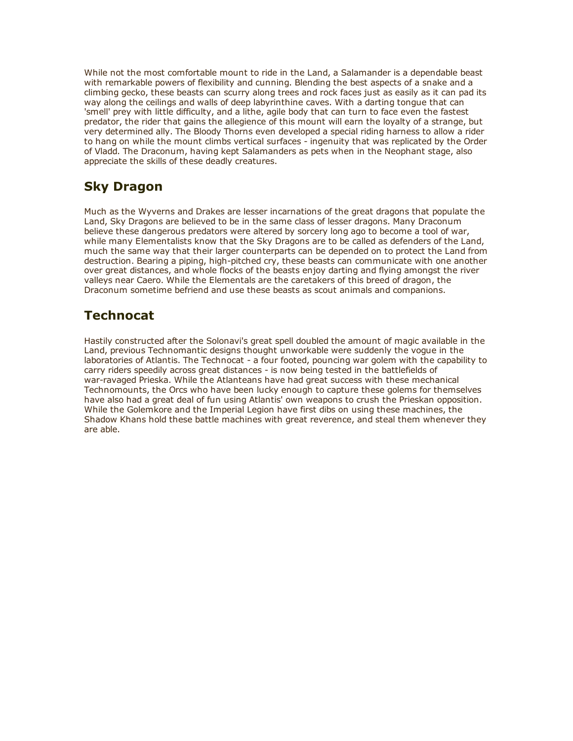While not the most comfortable mount to ride in the Land, a Salamander is a dependable beast with remarkable powers of flexibility and cunning. Blending the best aspects of a snake and a climbing gecko, these beasts can scurry along trees and rock faces just as easily as it can pad its way along the ceilings and walls of deep labyrinthine caves. With a darting tongue that can 'smell' prey with little difficulty, and a lithe, agile body that can turn to face even the fastest predator, the rider that gains the allegience of this mount will earn the loyalty of a strange, but very determined ally. The Bloody Thorns even developed a special riding harness to allow a rider to hang on while the mount climbs vertical surfaces - ingenuity that was replicated by the Order of Vladd. The Draconum, having kept Salamanders as pets when in the Neophant stage, also appreciate the skills of these deadly creatures.

## Sky Dragon

Much as the Wyverns and Drakes are lesser incarnations of the great dragons that populate the Land, Sky Dragons are believed to be in the same class of lesser dragons. Many Draconum believe these dangerous predators were altered by sorcery long ago to become a tool of war, while many Elementalists know that the Sky Dragons are to be called as defenders of the Land, much the same way that their larger counterparts can be depended on to protect the Land from destruction. Bearing a piping, high-pitched cry, these beasts can communicate with one another over great distances, and whole flocks of the beasts enjoy darting and flying amongst the river valleys near Caero. While the Elementals are the caretakers of this breed of dragon, the Draconum sometime befriend and use these beasts as scout animals and companions.

## Technocat

Hastily constructed after the Solonavi's great spell doubled the amount of magic available in the Land, previous Technomantic designs thought unworkable were suddenly the vogue in the laboratories of Atlantis. The Technocat - a four footed, pouncing war golem with the capability to carry riders speedily across great distances - is now being tested in the battlefields of war-ravaged Prieska. While the Atlanteans have had great success with these mechanical Technomounts, the Orcs who have been lucky enough to capture these golems for themselves have also had a great deal of fun using Atlantis' own weapons to crush the Prieskan opposition. While the Golemkore and the Imperial Legion have first dibs on using these machines, the Shadow Khans hold these battle machines with great reverence, and steal them whenever they are able.